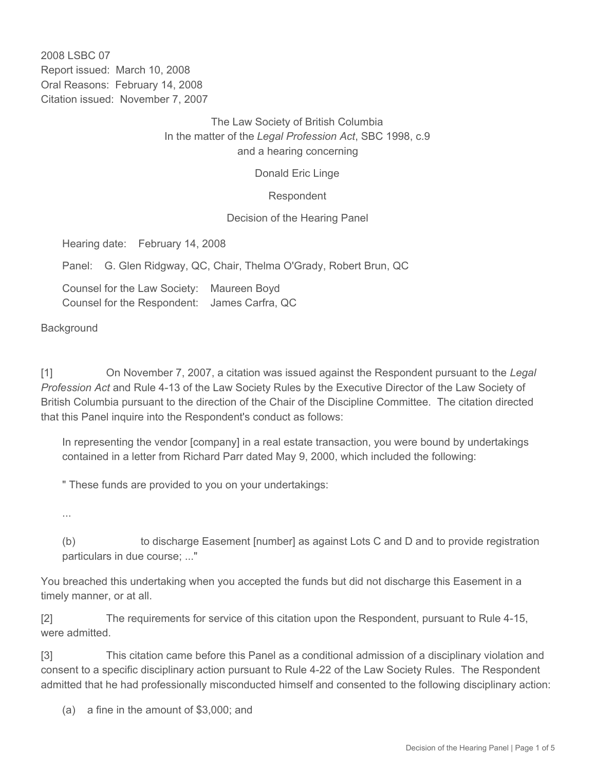2008 LSBC 07
Report issued: March 10, 2008
Oral Reasons: February 14, 2008
Citation issued: November 7, 2007

The Law Society of British Columbia
In the matter of the *Legal Profession Act*, SBC 1998, c.9
and a hearing concerning

Donald Eric Linge

Respondent

Decision of the Hearing Panel

Hearing date: February 14, 2008

Panel: G. Glen Ridgway, QC, Chair, Thelma O'Grady, Robert Brun, QC

Counsel for the Law Society: Maureen Boyd
Counsel for the Respondent: James Carfra, QC

## Background

[1] On November 7, 2007, a citation was issued against the Respondent pursuant to the *Legal Profession Act* and Rule 4-13 of the Law Society Rules by the Executive Director of the Law Society of British Columbia pursuant to the direction of the Chair of the Discipline Committee. The citation directed that this Panel inquire into the Respondent's conduct as follows:

> In representing the vendor [company] in a real estate transaction, you were bound by undertakings contained in a letter from Richard Parr dated May 9, 2000, which included the following:
>
> " These funds are provided to you on your undertakings:
>
> ...
>
> (b) to discharge Easement [number] as against Lots C and D and to provide registration particulars in due course; ..."

You breached this undertaking when you accepted the funds but did not discharge this Easement in a timely manner, or at all.

[2] The requirements for service of this citation upon the Respondent, pursuant to Rule 4-15, were admitted.

[3] This citation came before this Panel as a conditional admission of a disciplinary violation and consent to a specific disciplinary action pursuant to Rule 4-22 of the Law Society Rules. The Respondent admitted that he had professionally misconducted himself and consented to the following disciplinary action:

(a) a fine in the amount of $3,000; and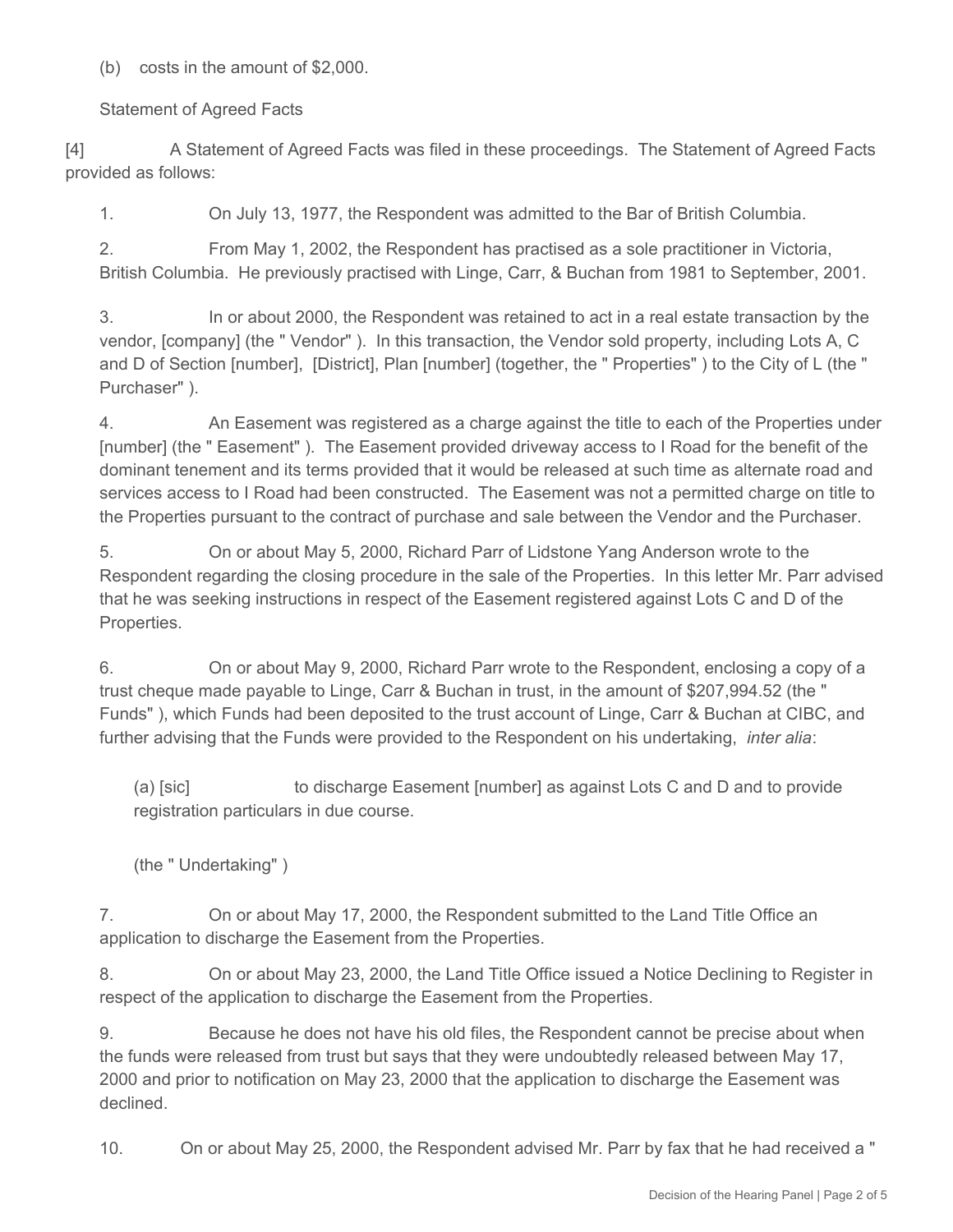(b) costs in the amount of $2,000.

Statement of Agreed Facts

[4] A Statement of Agreed Facts was filed in these proceedings. The Statement of Agreed Facts provided as follows:

1. On July 13, 1977, the Respondent was admitted to the Bar of British Columbia.

2. From May 1, 2002, the Respondent has practised as a sole practitioner in Victoria, British Columbia. He previously practised with Linge, Carr, & Buchan from 1981 to September, 2001.

3. In or about 2000, the Respondent was retained to act in a real estate transaction by the vendor, [company] (the " Vendor" ). In this transaction, the Vendor sold property, including Lots A, C and D of Section [number], [District], Plan [number] (together, the " Properties" ) to the City of L (the " Purchaser" ).

4. An Easement was registered as a charge against the title to each of the Properties under [number] (the " Easement" ). The Easement provided driveway access to I Road for the benefit of the dominant tenement and its terms provided that it would be released at such time as alternate road and services access to I Road had been constructed. The Easement was not a permitted charge on title to the Properties pursuant to the contract of purchase and sale between the Vendor and the Purchaser.

5. On or about May 5, 2000, Richard Parr of Lidstone Yang Anderson wrote to the Respondent regarding the closing procedure in the sale of the Properties. In this letter Mr. Parr advised that he was seeking instructions in respect of the Easement registered against Lots C and D of the Properties.

6. On or about May 9, 2000, Richard Parr wrote to the Respondent, enclosing a copy of a trust cheque made payable to Linge, Carr & Buchan in trust, in the amount of $207,994.52 (the " Funds" ), which Funds had been deposited to the trust account of Linge, Carr & Buchan at CIBC, and further advising that the Funds were provided to the Respondent on his undertaking, *inter alia*:

> (a) [sic] to discharge Easement [number] as against Lots C and D and to provide registration particulars in due course.
>
> (the " Undertaking" )

7. On or about May 17, 2000, the Respondent submitted to the Land Title Office an application to discharge the Easement from the Properties.

8. On or about May 23, 2000, the Land Title Office issued a Notice Declining to Register in respect of the application to discharge the Easement from the Properties.

9. Because he does not have his old files, the Respondent cannot be precise about when the funds were released from trust but says that they were undoubtedly released between May 17, 2000 and prior to notification on May 23, 2000 that the application to discharge the Easement was declined.

10. On or about May 25, 2000, the Respondent advised Mr. Parr by fax that he had received a "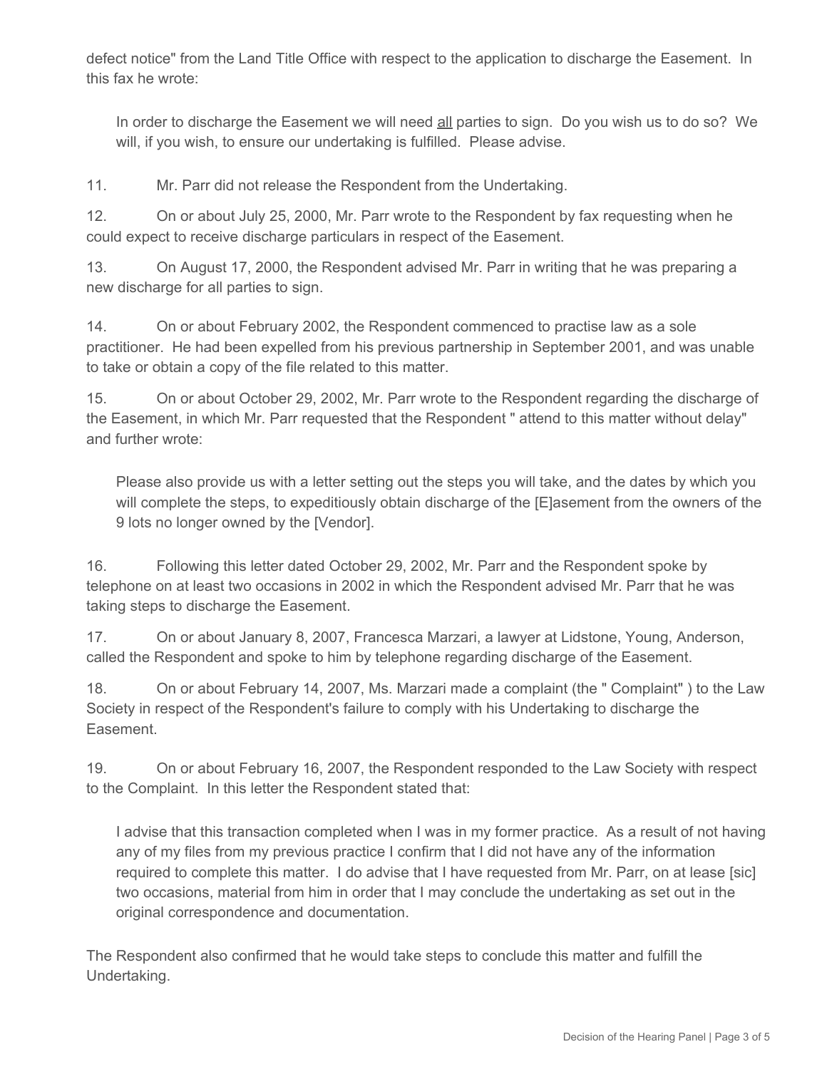defect notice" from the Land Title Office with respect to the application to discharge the Easement. In this fax he wrote:

> In order to discharge the Easement we will need <u>all</u> parties to sign. Do you wish us to do so? We will, if you wish, to ensure our undertaking is fulfilled. Please advise.

11. Mr. Parr did not release the Respondent from the Undertaking.

12. On or about July 25, 2000, Mr. Parr wrote to the Respondent by fax requesting when he could expect to receive discharge particulars in respect of the Easement.

13. On August 17, 2000, the Respondent advised Mr. Parr in writing that he was preparing a new discharge for all parties to sign.

14. On or about February 2002, the Respondent commenced to practise law as a sole practitioner. He had been expelled from his previous partnership in September 2001, and was unable to take or obtain a copy of the file related to this matter.

15. On or about October 29, 2002, Mr. Parr wrote to the Respondent regarding the discharge of the Easement, in which Mr. Parr requested that the Respondent " attend to this matter without delay" and further wrote:

> Please also provide us with a letter setting out the steps you will take, and the dates by which you will complete the steps, to expeditiously obtain discharge of the [E]asement from the owners of the 9 lots no longer owned by the [Vendor].

16. Following this letter dated October 29, 2002, Mr. Parr and the Respondent spoke by telephone on at least two occasions in 2002 in which the Respondent advised Mr. Parr that he was taking steps to discharge the Easement.

17. On or about January 8, 2007, Francesca Marzari, a lawyer at Lidstone, Young, Anderson, called the Respondent and spoke to him by telephone regarding discharge of the Easement.

18. On or about February 14, 2007, Ms. Marzari made a complaint (the " Complaint" ) to the Law Society in respect of the Respondent's failure to comply with his Undertaking to discharge the Easement.

19. On or about February 16, 2007, the Respondent responded to the Law Society with respect to the Complaint. In this letter the Respondent stated that:

> I advise that this transaction completed when I was in my former practice. As a result of not having any of my files from my previous practice I confirm that I did not have any of the information required to complete this matter. I do advise that I have requested from Mr. Parr, on at lease [sic] two occasions, material from him in order that I may conclude the undertaking as set out in the original correspondence and documentation.

The Respondent also confirmed that he would take steps to conclude this matter and fulfill the Undertaking.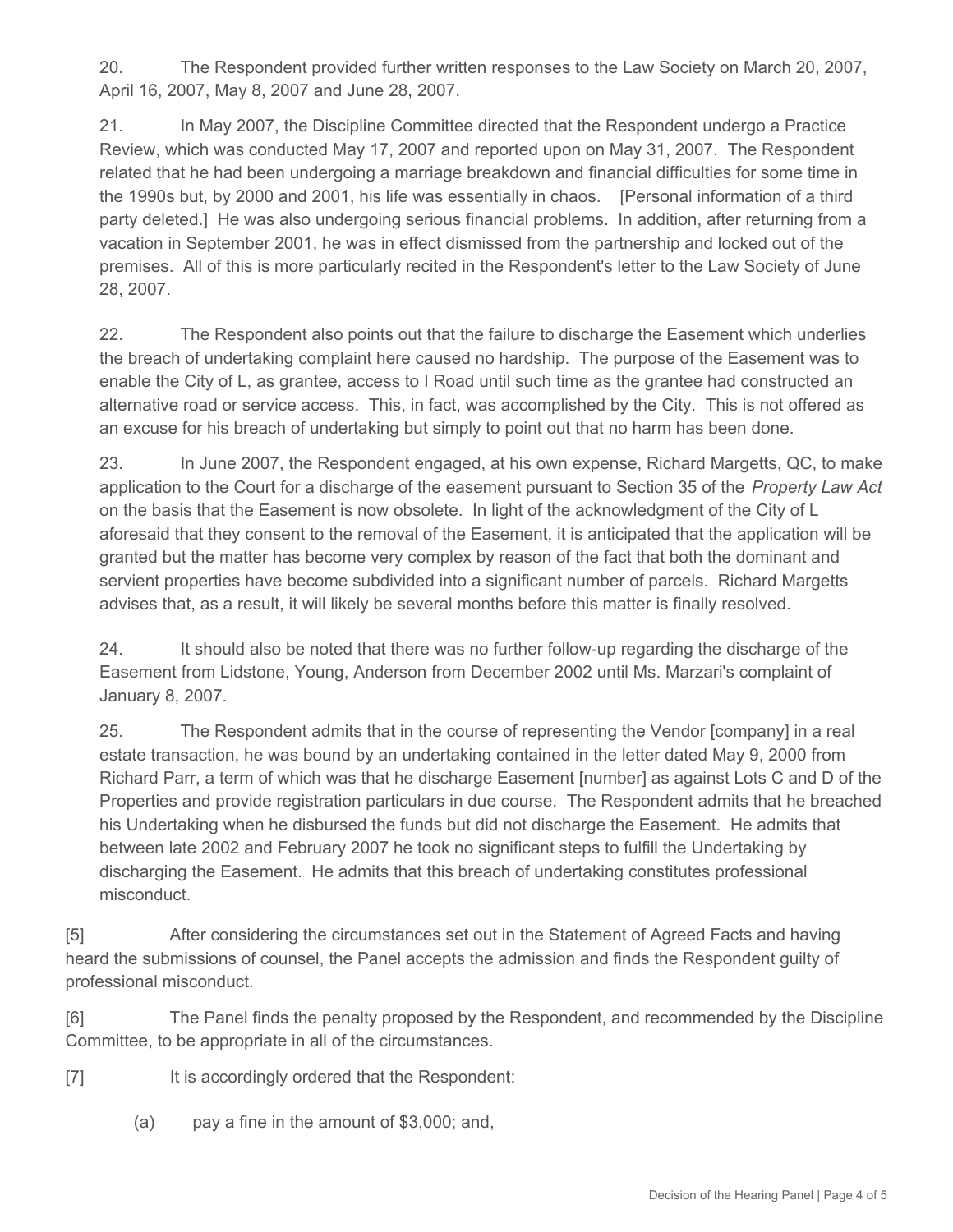20. The Respondent provided further written responses to the Law Society on March 20, 2007, April 16, 2007, May 8, 2007 and June 28, 2007.

21. In May 2007, the Discipline Committee directed that the Respondent undergo a Practice Review, which was conducted May 17, 2007 and reported upon on May 31, 2007. The Respondent related that he had been undergoing a marriage breakdown and financial difficulties for some time in the 1990s but, by 2000 and 2001, his life was essentially in chaos. [Personal information of a third party deleted.] He was also undergoing serious financial problems. In addition, after returning from a vacation in September 2001, he was in effect dismissed from the partnership and locked out of the premises. All of this is more particularly recited in the Respondent's letter to the Law Society of June 28, 2007.

22. The Respondent also points out that the failure to discharge the Easement which underlies the breach of undertaking complaint here caused no hardship. The purpose of the Easement was to enable the City of L, as grantee, access to I Road until such time as the grantee had constructed an alternative road or service access. This, in fact, was accomplished by the City. This is not offered as an excuse for his breach of undertaking but simply to point out that no harm has been done.

23. In June 2007, the Respondent engaged, at his own expense, Richard Margetts, QC, to make application to the Court for a discharge of the easement pursuant to Section 35 of the *Property Law Act* on the basis that the Easement is now obsolete. In light of the acknowledgment of the City of L aforesaid that they consent to the removal of the Easement, it is anticipated that the application will be granted but the matter has become very complex by reason of the fact that both the dominant and servient properties have become subdivided into a significant number of parcels. Richard Margetts advises that, as a result, it will likely be several months before this matter is finally resolved.

24. It should also be noted that there was no further follow-up regarding the discharge of the Easement from Lidstone, Young, Anderson from December 2002 until Ms. Marzari's complaint of January 8, 2007.

25. The Respondent admits that in the course of representing the Vendor [company] in a real estate transaction, he was bound by an undertaking contained in the letter dated May 9, 2000 from Richard Parr, a term of which was that he discharge Easement [number] as against Lots C and D of the Properties and provide registration particulars in due course. The Respondent admits that he breached his Undertaking when he disbursed the funds but did not discharge the Easement. He admits that between late 2002 and February 2007 he took no significant steps to fulfill the Undertaking by discharging the Easement. He admits that this breach of undertaking constitutes professional misconduct.

[5] After considering the circumstances set out in the Statement of Agreed Facts and having heard the submissions of counsel, the Panel accepts the admission and finds the Respondent guilty of professional misconduct.

[6] The Panel finds the penalty proposed by the Respondent, and recommended by the Discipline Committee, to be appropriate in all of the circumstances.

[7] It is accordingly ordered that the Respondent:

(a) pay a fine in the amount of $3,000; and,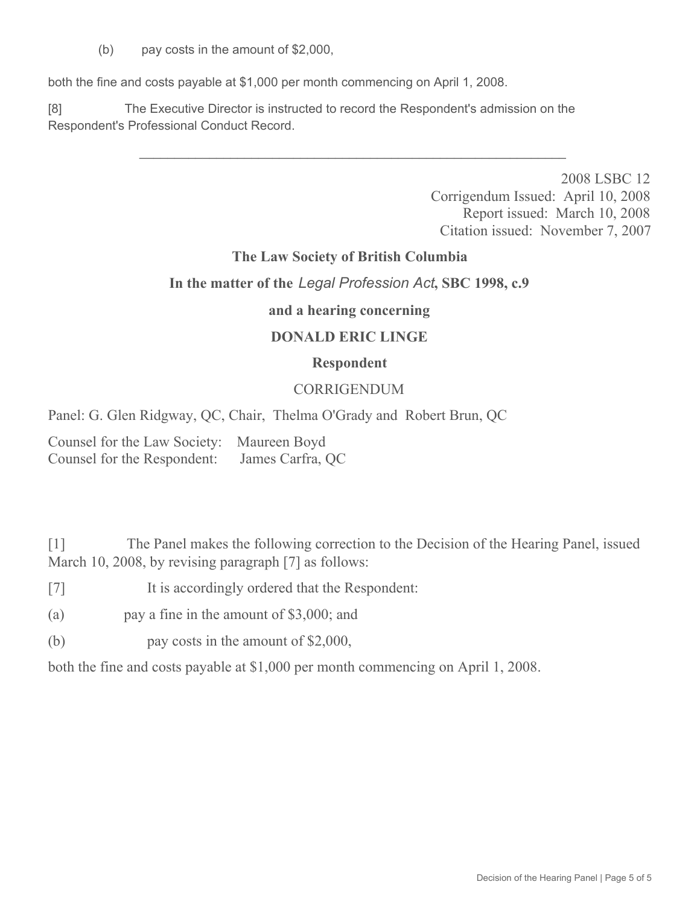(b) pay costs in the amount of $2,000,

both the fine and costs payable at $1,000 per month commencing on April 1, 2008.

[8] The Executive Director is instructed to record the Respondent's admission on the Respondent's Professional Conduct Record.

---

2008 LSBC 12
Corrigendum Issued: April 10, 2008
Report issued: March 10, 2008
Citation issued: November 7, 2007

**The Law Society of British Columbia**

**In the matter of the *Legal Profession Act*, SBC 1998, c.9**

**and a hearing concerning**

**DONALD ERIC LINGE**

**Respondent**

CORRIGENDUM

Panel: G. Glen Ridgway, QC, Chair, Thelma O'Grady and Robert Brun, QC

Counsel for the Law Society: Maureen Boyd
Counsel for the Respondent: James Carfra, QC

[1] The Panel makes the following correction to the Decision of the Hearing Panel, issued March 10, 2008, by revising paragraph [7] as follows:

[7] It is accordingly ordered that the Respondent:

(a) pay a fine in the amount of $3,000; and

(b) pay costs in the amount of $2,000,

both the fine and costs payable at $1,000 per month commencing on April 1, 2008.